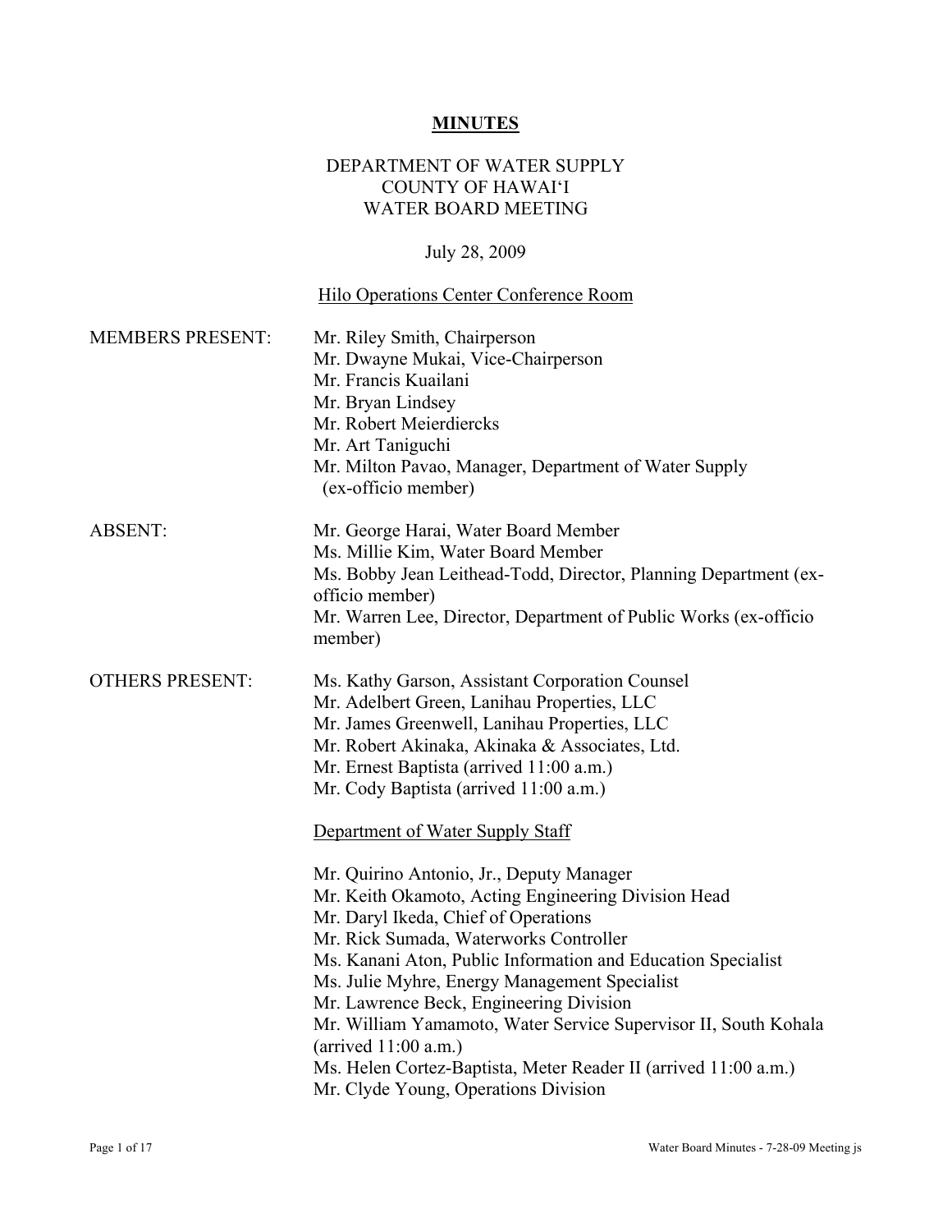# MINUTES

DEPARTMENT OF WATER SUPPLY
COUNTY OF HAWAIʻI
WATER BOARD MEETING

July 28, 2009

Hilo Operations Center Conference Room

**MEMBERS PRESENT:**

- Mr. Riley Smith, Chairperson
- Mr. Dwayne Mukai, Vice-Chairperson
- Mr. Francis Kuailani
- Mr. Bryan Lindsey
- Mr. Robert Meierdiercks
- Mr. Art Taniguchi
- Mr. Milton Pavao, Manager, Department of Water Supply (ex-officio member)

**ABSENT:**

- Mr. George Harai, Water Board Member
- Ms. Millie Kim, Water Board Member
- Ms. Bobby Jean Leithead-Todd, Director, Planning Department (ex-officio member)
- Mr. Warren Lee, Director, Department of Public Works (ex-officio member)

**OTHERS PRESENT:**

- Ms. Kathy Garson, Assistant Corporation Counsel
- Mr. Adelbert Green, Lanihau Properties, LLC
- Mr. James Greenwell, Lanihau Properties, LLC
- Mr. Robert Akinaka, Akinaka & Associates, Ltd.
- Mr. Ernest Baptista (arrived 11:00 a.m.)
- Mr. Cody Baptista (arrived 11:00 a.m.)

Department of Water Supply Staff

- Mr. Quirino Antonio, Jr., Deputy Manager
- Mr. Keith Okamoto, Acting Engineering Division Head
- Mr. Daryl Ikeda, Chief of Operations
- Mr. Rick Sumada, Waterworks Controller
- Ms. Kanani Aton, Public Information and Education Specialist
- Ms. Julie Myhre, Energy Management Specialist
- Mr. Lawrence Beck, Engineering Division
- Mr. William Yamamoto, Water Service Supervisor II, South Kohala (arrived 11:00 a.m.)
- Ms. Helen Cortez-Baptista, Meter Reader II (arrived 11:00 a.m.)
- Mr. Clyde Young, Operations Division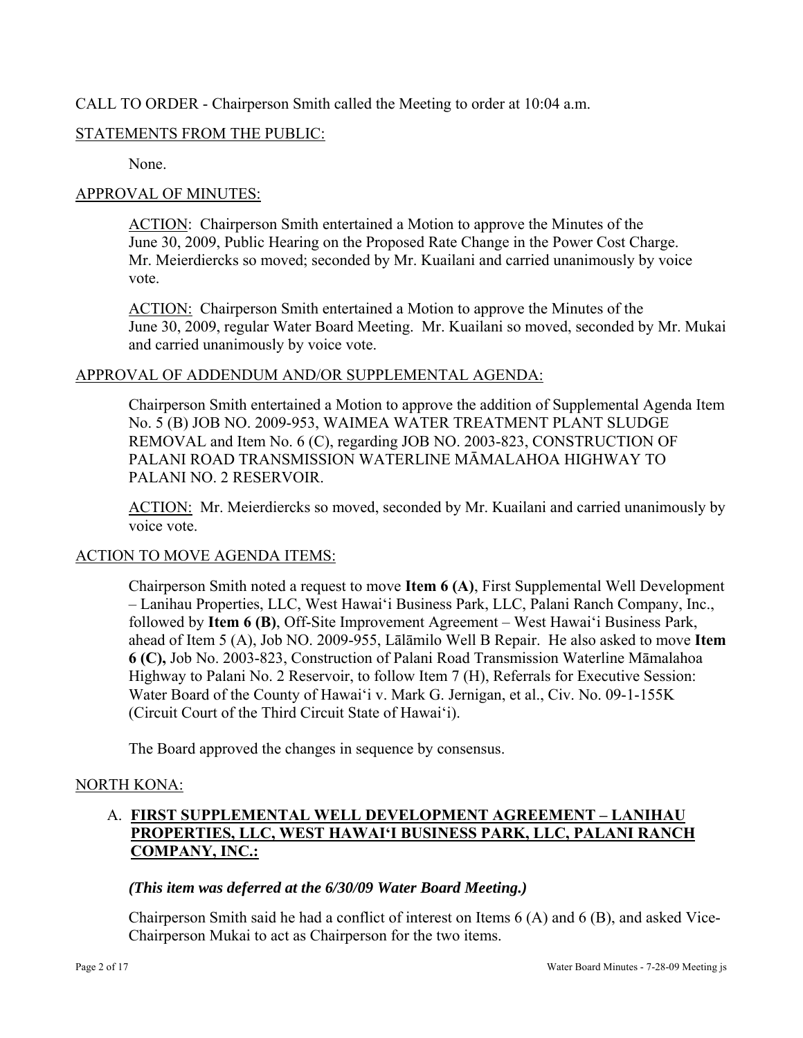CALL TO ORDER - Chairperson Smith called the Meeting to order at 10:04 a.m.

STATEMENTS FROM THE PUBLIC:

None.

APPROVAL OF MINUTES:

ACTION: Chairperson Smith entertained a Motion to approve the Minutes of the June 30, 2009, Public Hearing on the Proposed Rate Change in the Power Cost Charge. Mr. Meierdiercks so moved; seconded by Mr. Kuailani and carried unanimously by voice vote.

ACTION: Chairperson Smith entertained a Motion to approve the Minutes of the June 30, 2009, regular Water Board Meeting. Mr. Kuailani so moved, seconded by Mr. Mukai and carried unanimously by voice vote.

APPROVAL OF ADDENDUM AND/OR SUPPLEMENTAL AGENDA:

Chairperson Smith entertained a Motion to approve the addition of Supplemental Agenda Item No. 5 (B) JOB NO. 2009-953, WAIMEA WATER TREATMENT PLANT SLUDGE REMOVAL and Item No. 6 (C), regarding JOB NO. 2003-823, CONSTRUCTION OF PALANI ROAD TRANSMISSION WATERLINE MĀMALAHOA HIGHWAY TO PALANI NO. 2 RESERVOIR.

ACTION: Mr. Meierdiercks so moved, seconded by Mr. Kuailani and carried unanimously by voice vote.

ACTION TO MOVE AGENDA ITEMS:

Chairperson Smith noted a request to move **Item 6 (A)**, First Supplemental Well Development – Lanihau Properties, LLC, West Hawai'i Business Park, LLC, Palani Ranch Company, Inc., followed by **Item 6 (B)**, Off-Site Improvement Agreement – West Hawai'i Business Park, ahead of Item 5 (A), Job NO. 2009-955, Lālāmilo Well B Repair. He also asked to move **Item 6 (C),** Job No. 2003-823, Construction of Palani Road Transmission Waterline Māmalahoa Highway to Palani No. 2 Reservoir, to follow Item 7 (H), Referrals for Executive Session: Water Board of the County of Hawai'i v. Mark G. Jernigan, et al., Civ. No. 09-1-155K (Circuit Court of the Third Circuit State of Hawai'i).

The Board approved the changes in sequence by consensus.

NORTH KONA:

A. **FIRST SUPPLEMENTAL WELL DEVELOPMENT AGREEMENT – LANIHAU PROPERTIES, LLC, WEST HAWAI'I BUSINESS PARK, LLC, PALANI RANCH COMPANY, INC.:**

***(This item was deferred at the 6/30/09 Water Board Meeting.)***

Chairperson Smith said he had a conflict of interest on Items 6 (A) and 6 (B), and asked Vice-Chairperson Mukai to act as Chairperson for the two items.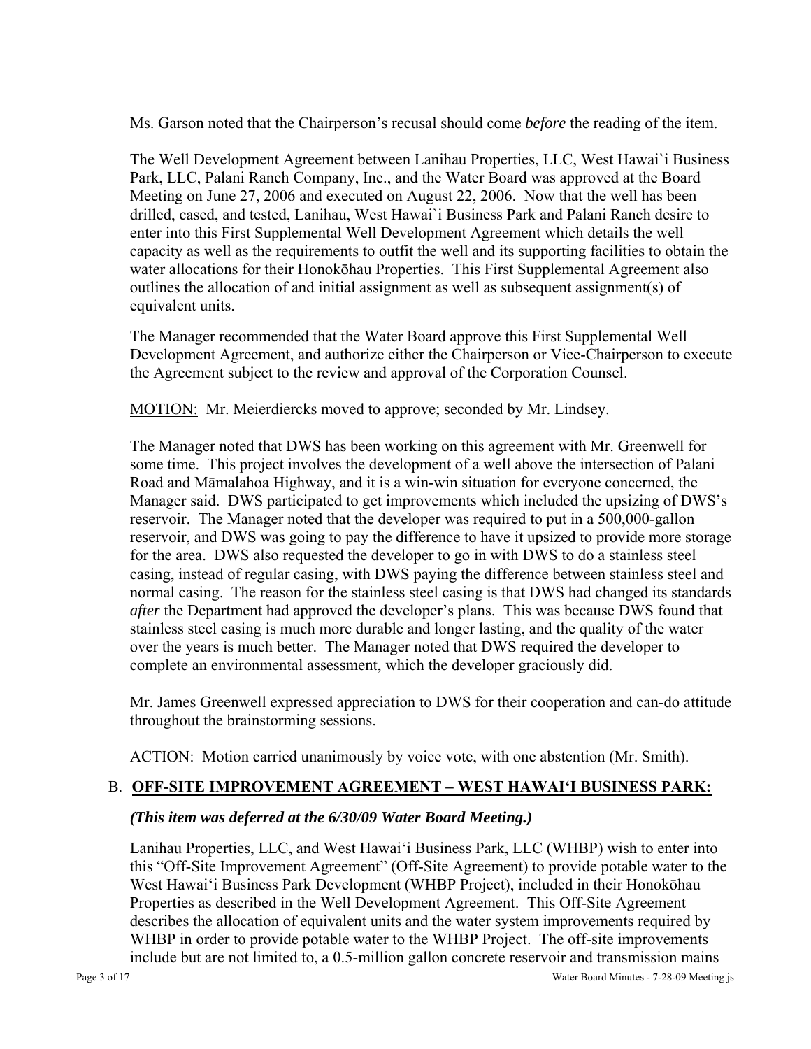Ms. Garson noted that the Chairperson's recusal should come *before* the reading of the item.

The Well Development Agreement between Lanihau Properties, LLC, West Hawai`i Business Park, LLC, Palani Ranch Company, Inc., and the Water Board was approved at the Board Meeting on June 27, 2006 and executed on August 22, 2006. Now that the well has been drilled, cased, and tested, Lanihau, West Hawai`i Business Park and Palani Ranch desire to enter into this First Supplemental Well Development Agreement which details the well capacity as well as the requirements to outfit the well and its supporting facilities to obtain the water allocations for their Honokōhau Properties. This First Supplemental Agreement also outlines the allocation of and initial assignment as well as subsequent assignment(s) of equivalent units.

The Manager recommended that the Water Board approve this First Supplemental Well Development Agreement, and authorize either the Chairperson or Vice-Chairperson to execute the Agreement subject to the review and approval of the Corporation Counsel.

<u>MOTION:</u> Mr. Meierdiercks moved to approve; seconded by Mr. Lindsey.

The Manager noted that DWS has been working on this agreement with Mr. Greenwell for some time. This project involves the development of a well above the intersection of Palani Road and Māmalahoa Highway, and it is a win-win situation for everyone concerned, the Manager said. DWS participated to get improvements which included the upsizing of DWS's reservoir. The Manager noted that the developer was required to put in a 500,000-gallon reservoir, and DWS was going to pay the difference to have it upsized to provide more storage for the area. DWS also requested the developer to go in with DWS to do a stainless steel casing, instead of regular casing, with DWS paying the difference between stainless steel and normal casing. The reason for the stainless steel casing is that DWS had changed its standards *after* the Department had approved the developer's plans. This was because DWS found that stainless steel casing is much more durable and longer lasting, and the quality of the water over the years is much better. The Manager noted that DWS required the developer to complete an environmental assessment, which the developer graciously did.

Mr. James Greenwell expressed appreciation to DWS for their cooperation and can-do attitude throughout the brainstorming sessions.

<u>ACTION:</u> Motion carried unanimously by voice vote, with one abstention (Mr. Smith).

### B. <u>OFF-SITE IMPROVEMENT AGREEMENT – WEST HAWAI'I BUSINESS PARK:</u>

***(This item was deferred at the 6/30/09 Water Board Meeting.)***

Lanihau Properties, LLC, and West Hawai'i Business Park, LLC (WHBP) wish to enter into this "Off-Site Improvement Agreement" (Off-Site Agreement) to provide potable water to the West Hawai'i Business Park Development (WHBP Project), included in their Honokōhau Properties as described in the Well Development Agreement. This Off-Site Agreement describes the allocation of equivalent units and the water system improvements required by WHBP in order to provide potable water to the WHBP Project. The off-site improvements include but are not limited to, a 0.5-million gallon concrete reservoir and transmission mains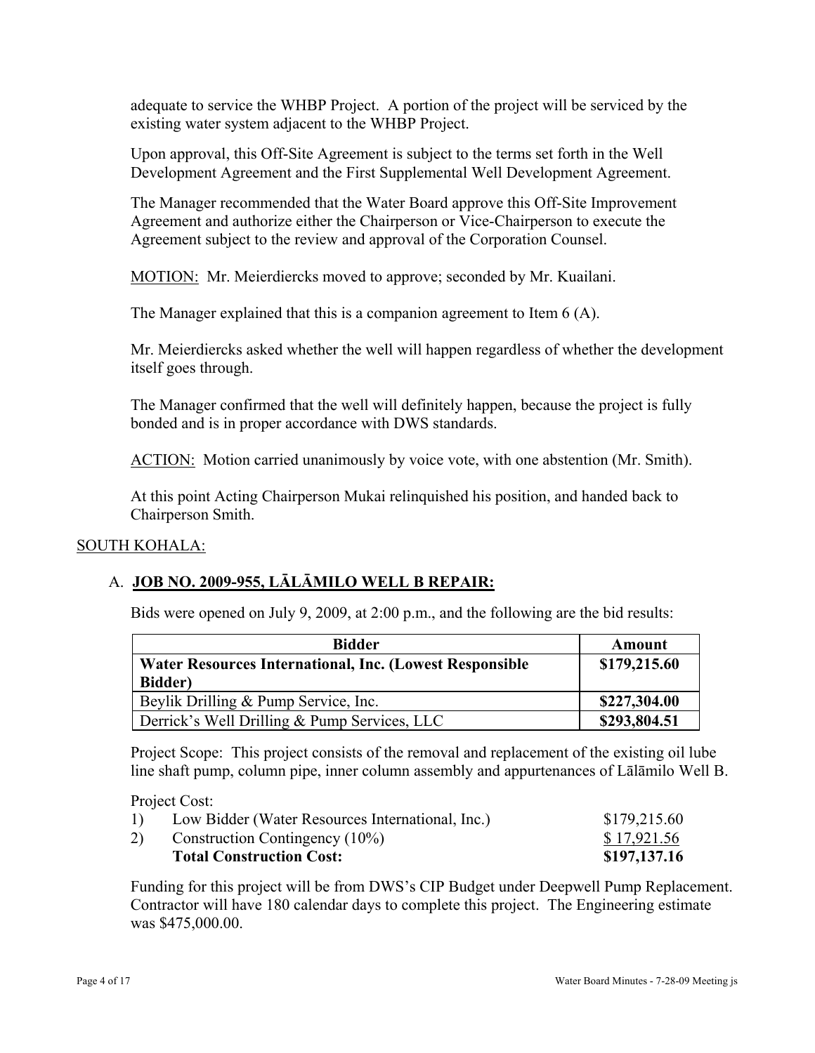adequate to service the WHBP Project. A portion of the project will be serviced by the existing water system adjacent to the WHBP Project.

Upon approval, this Off-Site Agreement is subject to the terms set forth in the Well Development Agreement and the First Supplemental Well Development Agreement.

The Manager recommended that the Water Board approve this Off-Site Improvement Agreement and authorize either the Chairperson or Vice-Chairperson to execute the Agreement subject to the review and approval of the Corporation Counsel.

<u>MOTION:</u> Mr. Meierdiercks moved to approve; seconded by Mr. Kuailani.

The Manager explained that this is a companion agreement to Item 6 (A).

Mr. Meierdiercks asked whether the well will happen regardless of whether the development itself goes through.

The Manager confirmed that the well will definitely happen, because the project is fully bonded and is in proper accordance with DWS standards.

<u>ACTION:</u> Motion carried unanimously by voice vote, with one abstention (Mr. Smith).

At this point Acting Chairperson Mukai relinquished his position, and handed back to Chairperson Smith.

## <u>SOUTH KOHALA:</u>

### A. **<u>JOB NO. 2009-955, LĀLĀMILO WELL B REPAIR:</u>**

Bids were opened on July 9, 2009, at 2:00 p.m., and the following are the bid results:

| Bidder | Amount |
|---|---|
| **Water Resources International, Inc. (Lowest Responsible Bidder)** | **$179,215.60** |
| Beylik Drilling & Pump Service, Inc. | **$227,304.00** |
| Derrick's Well Drilling & Pump Services, LLC | **$293,804.51** |

Project Scope: This project consists of the removal and replacement of the existing oil lube line shaft pump, column pipe, inner column assembly and appurtenances of Lālāmilo Well B.

Project Cost:

| | | |
|---|---|---|
| 1) | Low Bidder (Water Resources International, Inc.) | $179,215.60 |
| 2) | Construction Contingency (10%) | <u>$ 17,921.56</u> |
| | **Total Construction Cost:** | **$197,137.16** |

Funding for this project will be from DWS's CIP Budget under Deepwell Pump Replacement. Contractor will have 180 calendar days to complete this project. The Engineering estimate was $475,000.00.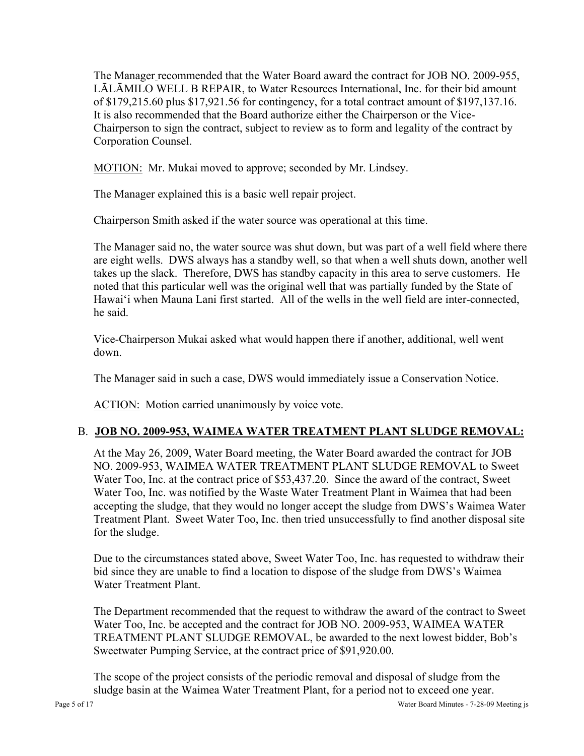The Manager recommended that the Water Board award the contract for JOB NO. 2009-955, LĀLĀMILO WELL B REPAIR, to Water Resources International, Inc. for their bid amount of $179,215.60 plus $17,921.56 for contingency, for a total contract amount of $197,137.16. It is also recommended that the Board authorize either the Chairperson or the Vice-Chairperson to sign the contract, subject to review as to form and legality of the contract by Corporation Counsel.

MOTION: Mr. Mukai moved to approve; seconded by Mr. Lindsey.

The Manager explained this is a basic well repair project.

Chairperson Smith asked if the water source was operational at this time.

The Manager said no, the water source was shut down, but was part of a well field where there are eight wells. DWS always has a standby well, so that when a well shuts down, another well takes up the slack. Therefore, DWS has standby capacity in this area to serve customers. He noted that this particular well was the original well that was partially funded by the State of Hawaiʻi when Mauna Lani first started. All of the wells in the well field are inter-connected, he said.

Vice-Chairperson Mukai asked what would happen there if another, additional, well went down.

The Manager said in such a case, DWS would immediately issue a Conservation Notice.

ACTION: Motion carried unanimously by voice vote.

B. **JOB NO. 2009-953, WAIMEA WATER TREATMENT PLANT SLUDGE REMOVAL:**

At the May 26, 2009, Water Board meeting, the Water Board awarded the contract for JOB NO. 2009-953, WAIMEA WATER TREATMENT PLANT SLUDGE REMOVAL to Sweet Water Too, Inc. at the contract price of $53,437.20. Since the award of the contract, Sweet Water Too, Inc. was notified by the Waste Water Treatment Plant in Waimea that had been accepting the sludge, that they would no longer accept the sludge from DWS's Waimea Water Treatment Plant. Sweet Water Too, Inc. then tried unsuccessfully to find another disposal site for the sludge.

Due to the circumstances stated above, Sweet Water Too, Inc. has requested to withdraw their bid since they are unable to find a location to dispose of the sludge from DWS's Waimea Water Treatment Plant.

The Department recommended that the request to withdraw the award of the contract to Sweet Water Too, Inc. be accepted and the contract for JOB NO. 2009-953, WAIMEA WATER TREATMENT PLANT SLUDGE REMOVAL, be awarded to the next lowest bidder, Bob's Sweetwater Pumping Service, at the contract price of $91,920.00.

The scope of the project consists of the periodic removal and disposal of sludge from the sludge basin at the Waimea Water Treatment Plant, for a period not to exceed one year.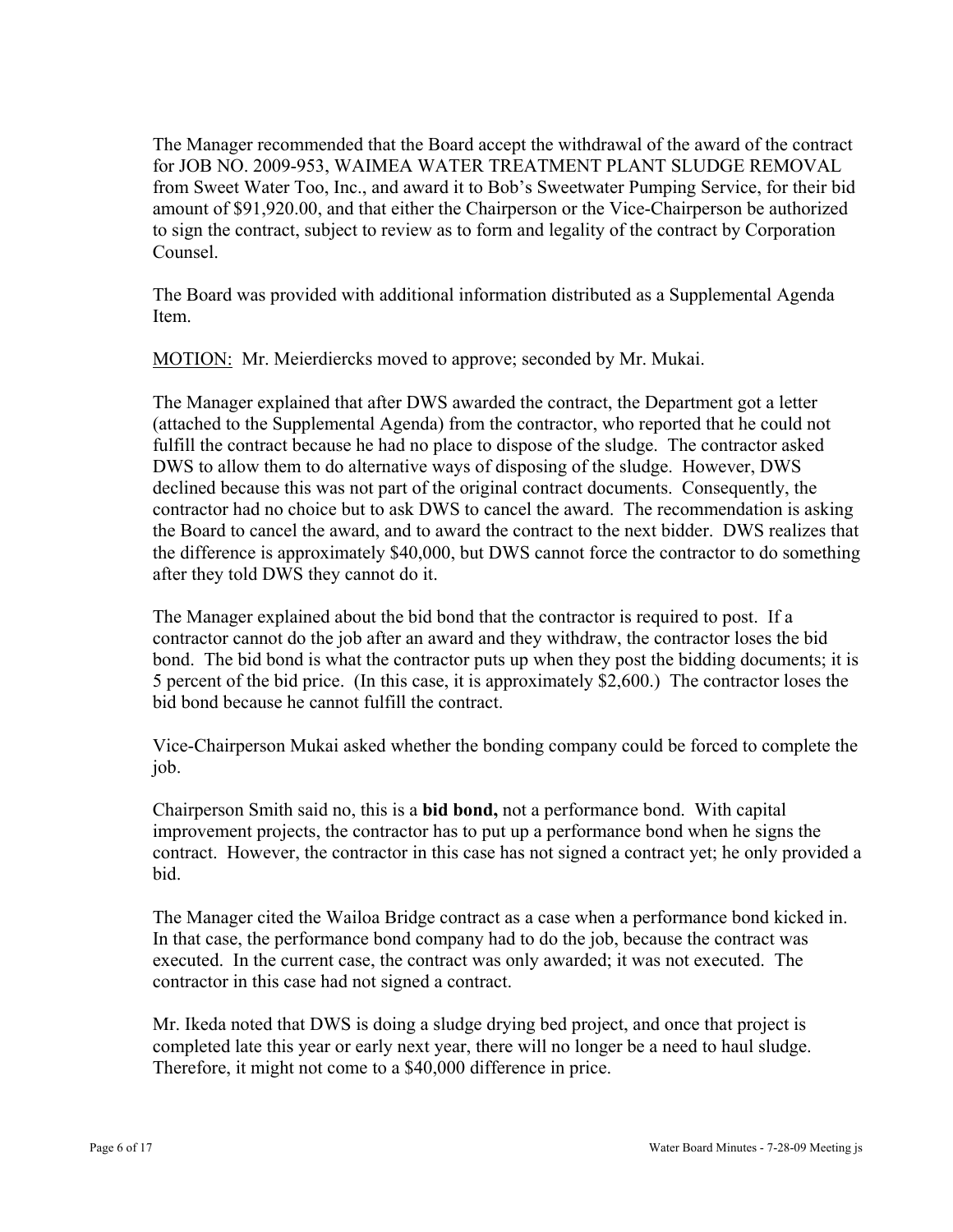The Manager recommended that the Board accept the withdrawal of the award of the contract for JOB NO. 2009-953, WAIMEA WATER TREATMENT PLANT SLUDGE REMOVAL from Sweet Water Too, Inc., and award it to Bob's Sweetwater Pumping Service, for their bid amount of $91,920.00, and that either the Chairperson or the Vice-Chairperson be authorized to sign the contract, subject to review as to form and legality of the contract by Corporation Counsel.

The Board was provided with additional information distributed as a Supplemental Agenda Item.

<u>MOTION:</u> Mr. Meierdiercks moved to approve; seconded by Mr. Mukai.

The Manager explained that after DWS awarded the contract, the Department got a letter (attached to the Supplemental Agenda) from the contractor, who reported that he could not fulfill the contract because he had no place to dispose of the sludge. The contractor asked DWS to allow them to do alternative ways of disposing of the sludge. However, DWS declined because this was not part of the original contract documents. Consequently, the contractor had no choice but to ask DWS to cancel the award. The recommendation is asking the Board to cancel the award, and to award the contract to the next bidder. DWS realizes that the difference is approximately $40,000, but DWS cannot force the contractor to do something after they told DWS they cannot do it.

The Manager explained about the bid bond that the contractor is required to post. If a contractor cannot do the job after an award and they withdraw, the contractor loses the bid bond. The bid bond is what the contractor puts up when they post the bidding documents; it is 5 percent of the bid price. (In this case, it is approximately $2,600.) The contractor loses the bid bond because he cannot fulfill the contract.

Vice-Chairperson Mukai asked whether the bonding company could be forced to complete the job.

Chairperson Smith said no, this is a **bid bond,** not a performance bond. With capital improvement projects, the contractor has to put up a performance bond when he signs the contract. However, the contractor in this case has not signed a contract yet; he only provided a bid.

The Manager cited the Wailoa Bridge contract as a case when a performance bond kicked in. In that case, the performance bond company had to do the job, because the contract was executed. In the current case, the contract was only awarded; it was not executed. The contractor in this case had not signed a contract.

Mr. Ikeda noted that DWS is doing a sludge drying bed project, and once that project is completed late this year or early next year, there will no longer be a need to haul sludge. Therefore, it might not come to a $40,000 difference in price.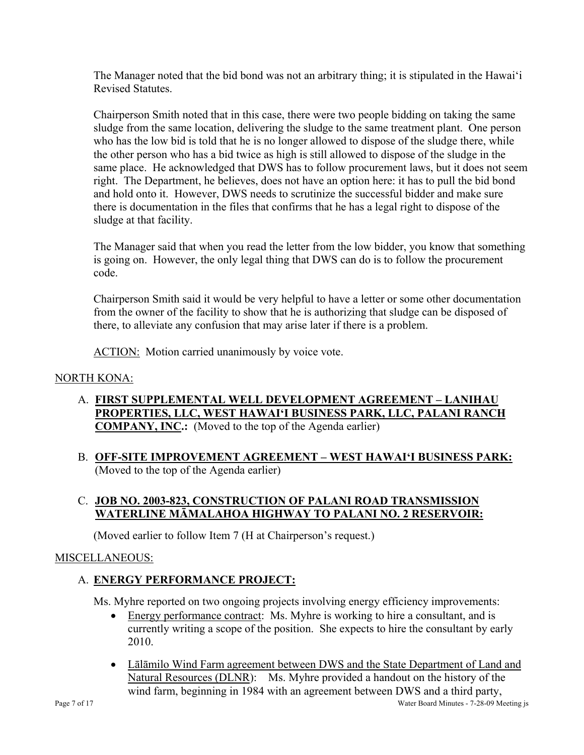The Manager noted that the bid bond was not an arbitrary thing; it is stipulated in the Hawai‘i Revised Statutes.

Chairperson Smith noted that in this case, there were two people bidding on taking the same sludge from the same location, delivering the sludge to the same treatment plant. One person who has the low bid is told that he is no longer allowed to dispose of the sludge there, while the other person who has a bid twice as high is still allowed to dispose of the sludge in the same place. He acknowledged that DWS has to follow procurement laws, but it does not seem right. The Department, he believes, does not have an option here: it has to pull the bid bond and hold onto it. However, DWS needs to scrutinize the successful bidder and make sure there is documentation in the files that confirms that he has a legal right to dispose of the sludge at that facility.

The Manager said that when you read the letter from the low bidder, you know that something is going on. However, the only legal thing that DWS can do is to follow the procurement code.

Chairperson Smith said it would be very helpful to have a letter or some other documentation from the owner of the facility to show that he is authorizing that sludge can be disposed of there, to alleviate any confusion that may arise later if there is a problem.

<u>ACTION:</u> Motion carried unanimously by voice vote.

<u>NORTH KONA:</u>

A. **<u>FIRST SUPPLEMENTAL WELL DEVELOPMENT AGREEMENT – LANIHAU PROPERTIES, LLC, WEST HAWAI‘I BUSINESS PARK, LLC, PALANI RANCH COMPANY, INC.</u>:** (Moved to the top of the Agenda earlier)

B. **<u>OFF-SITE IMPROVEMENT AGREEMENT – WEST HAWAI‘I BUSINESS PARK:</u>** (Moved to the top of the Agenda earlier)

C. **<u>JOB NO. 2003-823, CONSTRUCTION OF PALANI ROAD TRANSMISSION WATERLINE MĀMALAHOA HIGHWAY TO PALANI NO. 2 RESERVOIR:</u>**

(Moved earlier to follow Item 7 (H at Chairperson's request.)

<u>MISCELLANEOUS:</u>

A. **<u>ENERGY PERFORMANCE PROJECT:</u>**

Ms. Myhre reported on two ongoing projects involving energy efficiency improvements:

- <u>Energy performance contract</u>: Ms. Myhre is working to hire a consultant, and is currently writing a scope of the position. She expects to hire the consultant by early 2010.

- <u>Lālāmilo Wind Farm agreement between DWS and the State Department of Land and Natural Resources (DLNR)</u>: Ms. Myhre provided a handout on the history of the wind farm, beginning in 1984 with an agreement between DWS and a third party,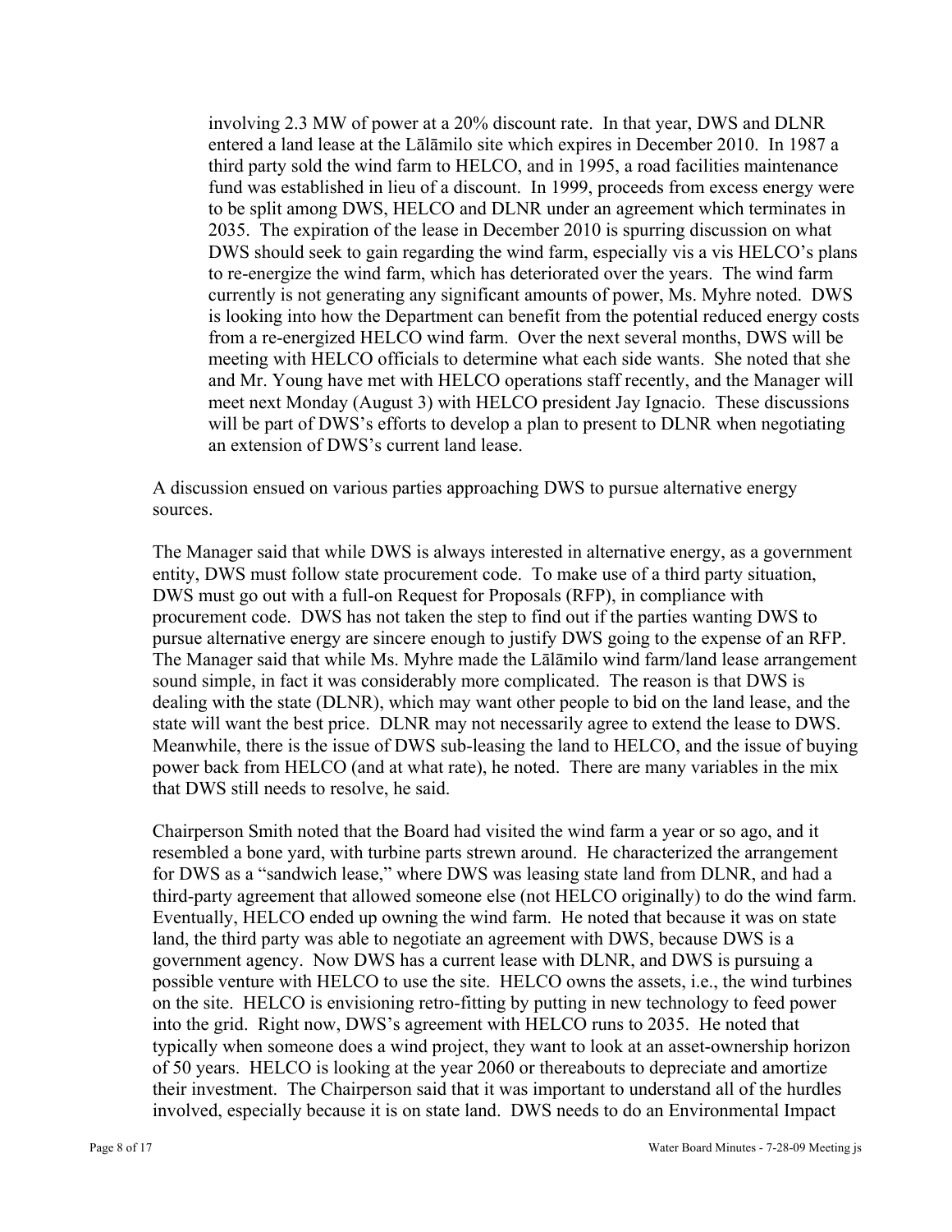involving 2.3 MW of power at a 20% discount rate. In that year, DWS and DLNR entered a land lease at the Lālāmilo site which expires in December 2010. In 1987 a third party sold the wind farm to HELCO, and in 1995, a road facilities maintenance fund was established in lieu of a discount. In 1999, proceeds from excess energy were to be split among DWS, HELCO and DLNR under an agreement which terminates in 2035. The expiration of the lease in December 2010 is spurring discussion on what DWS should seek to gain regarding the wind farm, especially vis a vis HELCO's plans to re-energize the wind farm, which has deteriorated over the years. The wind farm currently is not generating any significant amounts of power, Ms. Myhre noted. DWS is looking into how the Department can benefit from the potential reduced energy costs from a re-energized HELCO wind farm. Over the next several months, DWS will be meeting with HELCO officials to determine what each side wants. She noted that she and Mr. Young have met with HELCO operations staff recently, and the Manager will meet next Monday (August 3) with HELCO president Jay Ignacio. These discussions will be part of DWS's efforts to develop a plan to present to DLNR when negotiating an extension of DWS's current land lease.

A discussion ensued on various parties approaching DWS to pursue alternative energy sources.

The Manager said that while DWS is always interested in alternative energy, as a government entity, DWS must follow state procurement code. To make use of a third party situation, DWS must go out with a full-on Request for Proposals (RFP), in compliance with procurement code. DWS has not taken the step to find out if the parties wanting DWS to pursue alternative energy are sincere enough to justify DWS going to the expense of an RFP. The Manager said that while Ms. Myhre made the Lālāmilo wind farm/land lease arrangement sound simple, in fact it was considerably more complicated. The reason is that DWS is dealing with the state (DLNR), which may want other people to bid on the land lease, and the state will want the best price. DLNR may not necessarily agree to extend the lease to DWS. Meanwhile, there is the issue of DWS sub-leasing the land to HELCO, and the issue of buying power back from HELCO (and at what rate), he noted. There are many variables in the mix that DWS still needs to resolve, he said.

Chairperson Smith noted that the Board had visited the wind farm a year or so ago, and it resembled a bone yard, with turbine parts strewn around. He characterized the arrangement for DWS as a "sandwich lease," where DWS was leasing state land from DLNR, and had a third-party agreement that allowed someone else (not HELCO originally) to do the wind farm. Eventually, HELCO ended up owning the wind farm. He noted that because it was on state land, the third party was able to negotiate an agreement with DWS, because DWS is a government agency. Now DWS has a current lease with DLNR, and DWS is pursuing a possible venture with HELCO to use the site. HELCO owns the assets, i.e., the wind turbines on the site. HELCO is envisioning retro-fitting by putting in new technology to feed power into the grid. Right now, DWS's agreement with HELCO runs to 2035. He noted that typically when someone does a wind project, they want to look at an asset-ownership horizon of 50 years. HELCO is looking at the year 2060 or thereabouts to depreciate and amortize their investment. The Chairperson said that it was important to understand all of the hurdles involved, especially because it is on state land. DWS needs to do an Environmental Impact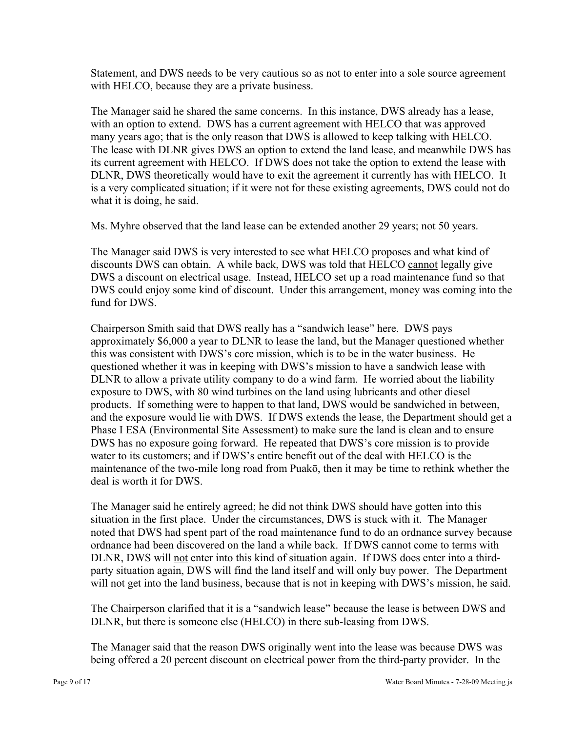Statement, and DWS needs to be very cautious so as not to enter into a sole source agreement with HELCO, because they are a private business.

The Manager said he shared the same concerns. In this instance, DWS already has a lease, with an option to extend. DWS has a current agreement with HELCO that was approved many years ago; that is the only reason that DWS is allowed to keep talking with HELCO. The lease with DLNR gives DWS an option to extend the land lease, and meanwhile DWS has its current agreement with HELCO. If DWS does not take the option to extend the lease with DLNR, DWS theoretically would have to exit the agreement it currently has with HELCO. It is a very complicated situation; if it were not for these existing agreements, DWS could not do what it is doing, he said.

Ms. Myhre observed that the land lease can be extended another 29 years; not 50 years.

The Manager said DWS is very interested to see what HELCO proposes and what kind of discounts DWS can obtain. A while back, DWS was told that HELCO cannot legally give DWS a discount on electrical usage. Instead, HELCO set up a road maintenance fund so that DWS could enjoy some kind of discount. Under this arrangement, money was coming into the fund for DWS.

Chairperson Smith said that DWS really has a "sandwich lease" here. DWS pays approximately $6,000 a year to DLNR to lease the land, but the Manager questioned whether this was consistent with DWS's core mission, which is to be in the water business. He questioned whether it was in keeping with DWS's mission to have a sandwich lease with DLNR to allow a private utility company to do a wind farm. He worried about the liability exposure to DWS, with 80 wind turbines on the land using lubricants and other diesel products. If something were to happen to that land, DWS would be sandwiched in between, and the exposure would lie with DWS. If DWS extends the lease, the Department should get a Phase I ESA (Environmental Site Assessment) to make sure the land is clean and to ensure DWS has no exposure going forward. He repeated that DWS's core mission is to provide water to its customers; and if DWS's entire benefit out of the deal with HELCO is the maintenance of the two-mile long road from Puakō, then it may be time to rethink whether the deal is worth it for DWS.

The Manager said he entirely agreed; he did not think DWS should have gotten into this situation in the first place. Under the circumstances, DWS is stuck with it. The Manager noted that DWS had spent part of the road maintenance fund to do an ordnance survey because ordnance had been discovered on the land a while back. If DWS cannot come to terms with DLNR, DWS will not enter into this kind of situation again. If DWS does enter into a third-party situation again, DWS will find the land itself and will only buy power. The Department will not get into the land business, because that is not in keeping with DWS's mission, he said.

The Chairperson clarified that it is a "sandwich lease" because the lease is between DWS and DLNR, but there is someone else (HELCO) in there sub-leasing from DWS.

The Manager said that the reason DWS originally went into the lease was because DWS was being offered a 20 percent discount on electrical power from the third-party provider. In the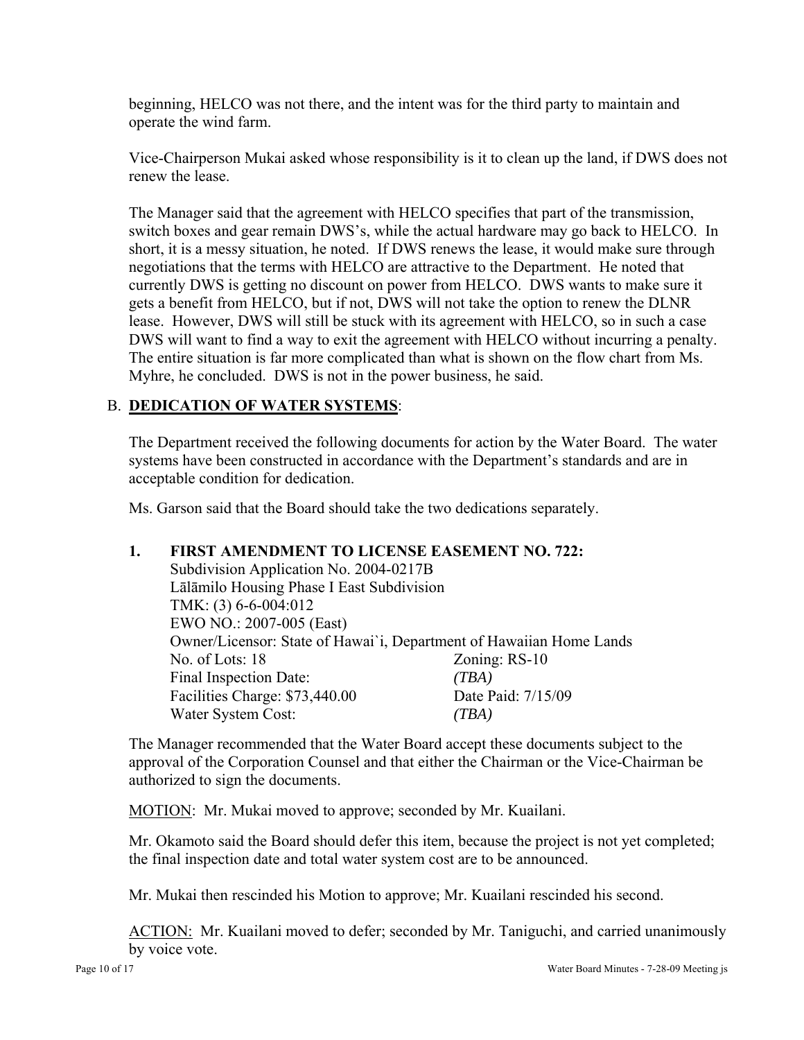beginning, HELCO was not there, and the intent was for the third party to maintain and operate the wind farm.

Vice-Chairperson Mukai asked whose responsibility is it to clean up the land, if DWS does not renew the lease.

The Manager said that the agreement with HELCO specifies that part of the transmission, switch boxes and gear remain DWS's, while the actual hardware may go back to HELCO. In short, it is a messy situation, he noted. If DWS renews the lease, it would make sure through negotiations that the terms with HELCO are attractive to the Department. He noted that currently DWS is getting no discount on power from HELCO. DWS wants to make sure it gets a benefit from HELCO, but if not, DWS will not take the option to renew the DLNR lease. However, DWS will still be stuck with its agreement with HELCO, so in such a case DWS will want to find a way to exit the agreement with HELCO without incurring a penalty. The entire situation is far more complicated than what is shown on the flow chart from Ms. Myhre, he concluded. DWS is not in the power business, he said.

## B. <u>DEDICATION OF WATER SYSTEMS</u>:

The Department received the following documents for action by the Water Board. The water systems have been constructed in accordance with the Department's standards and are in acceptable condition for dedication.

Ms. Garson said that the Board should take the two dedications separately.

### 1. FIRST AMENDMENT TO LICENSE EASEMENT NO. 722:

Subdivision Application No. 2004-0217B  
Lālāmilo Housing Phase I East Subdivision  
TMK: (3) 6-6-004:012  
EWO NO.: 2007-005 (East)  
Owner/Licensor: State of Hawai`i, Department of Hawaiian Home Lands

| | |
|---|---|
| No. of Lots: 18 | Zoning: RS-10 |
| Final Inspection Date: | *(TBA)* |
| Facilities Charge: $73,440.00 | Date Paid: 7/15/09 |
| Water System Cost: | *(TBA)* |

The Manager recommended that the Water Board accept these documents subject to the approval of the Corporation Counsel and that either the Chairman or the Vice-Chairman be authorized to sign the documents.

<u>MOTION</u>: Mr. Mukai moved to approve; seconded by Mr. Kuailani.

Mr. Okamoto said the Board should defer this item, because the project is not yet completed; the final inspection date and total water system cost are to be announced.

Mr. Mukai then rescinded his Motion to approve; Mr. Kuailani rescinded his second.

<u>ACTION:</u> Mr. Kuailani moved to defer; seconded by Mr. Taniguchi, and carried unanimously by voice vote.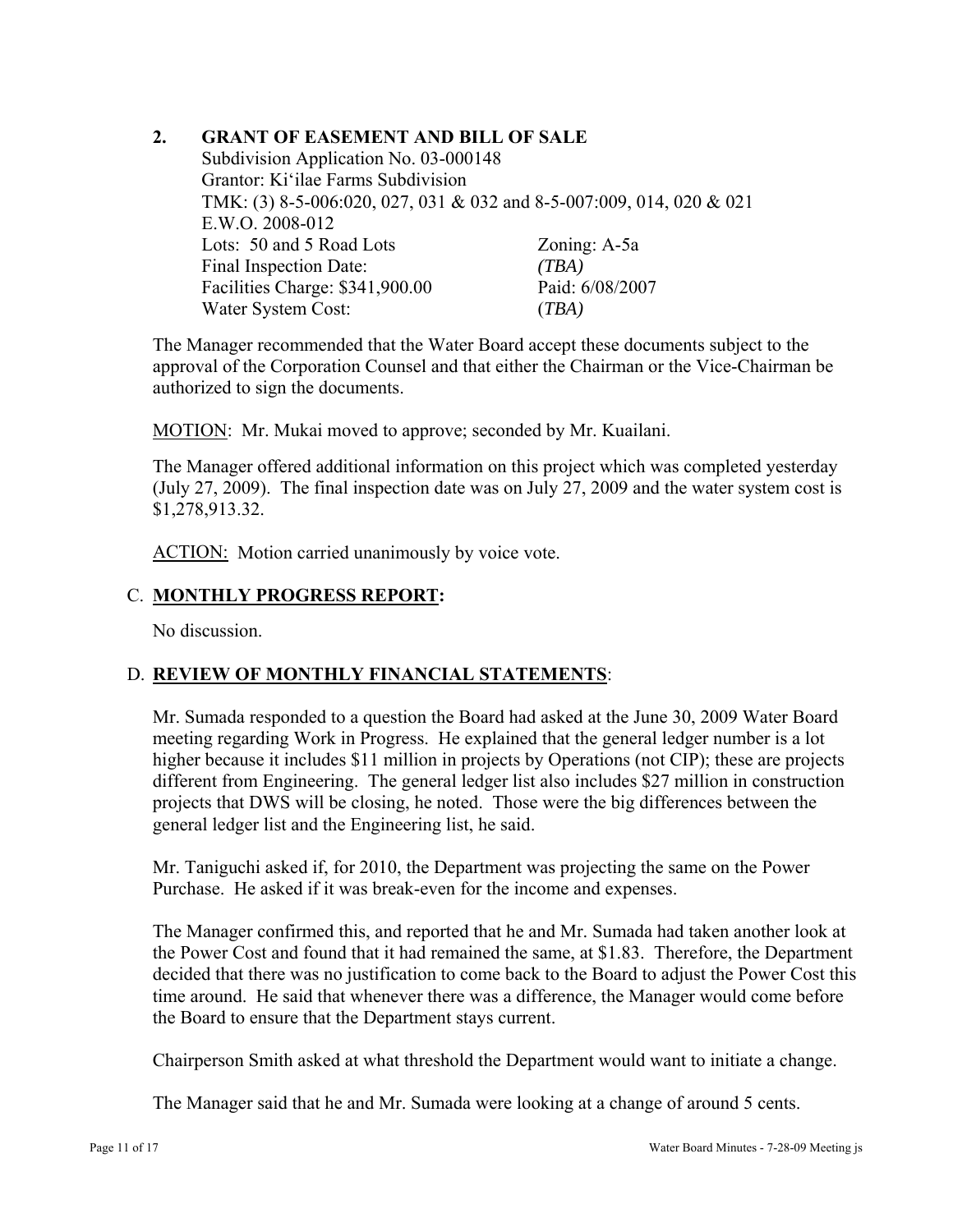**2. GRANT OF EASEMENT AND BILL OF SALE**

Subdivision Application No. 03-000148
Grantor: Ki'ilae Farms Subdivision
TMK: (3) 8-5-006:020, 027, 031 & 032 and 8-5-007:009, 014, 020 & 021
E.W.O. 2008-012

| | |
|---|---|
| Lots: 50 and 5 Road Lots | Zoning: A-5a |
| Final Inspection Date: | *(TBA)* |
| Facilities Charge: $341,900.00 | Paid: 6/08/2007 |
| Water System Cost: | *(TBA)* |

The Manager recommended that the Water Board accept these documents subject to the approval of the Corporation Counsel and that either the Chairman or the Vice-Chairman be authorized to sign the documents.

MOTION: Mr. Mukai moved to approve; seconded by Mr. Kuailani.

The Manager offered additional information on this project which was completed yesterday (July 27, 2009). The final inspection date was on July 27, 2009 and the water system cost is $1,278,913.32.

ACTION: Motion carried unanimously by voice vote.

## C. MONTHLY PROGRESS REPORT:

No discussion.

## D. REVIEW OF MONTHLY FINANCIAL STATEMENTS:

Mr. Sumada responded to a question the Board had asked at the June 30, 2009 Water Board meeting regarding Work in Progress. He explained that the general ledger number is a lot higher because it includes $11 million in projects by Operations (not CIP); these are projects different from Engineering. The general ledger list also includes $27 million in construction projects that DWS will be closing, he noted. Those were the big differences between the general ledger list and the Engineering list, he said.

Mr. Taniguchi asked if, for 2010, the Department was projecting the same on the Power Purchase. He asked if it was break-even for the income and expenses.

The Manager confirmed this, and reported that he and Mr. Sumada had taken another look at the Power Cost and found that it had remained the same, at $1.83. Therefore, the Department decided that there was no justification to come back to the Board to adjust the Power Cost this time around. He said that whenever there was a difference, the Manager would come before the Board to ensure that the Department stays current.

Chairperson Smith asked at what threshold the Department would want to initiate a change.

The Manager said that he and Mr. Sumada were looking at a change of around 5 cents.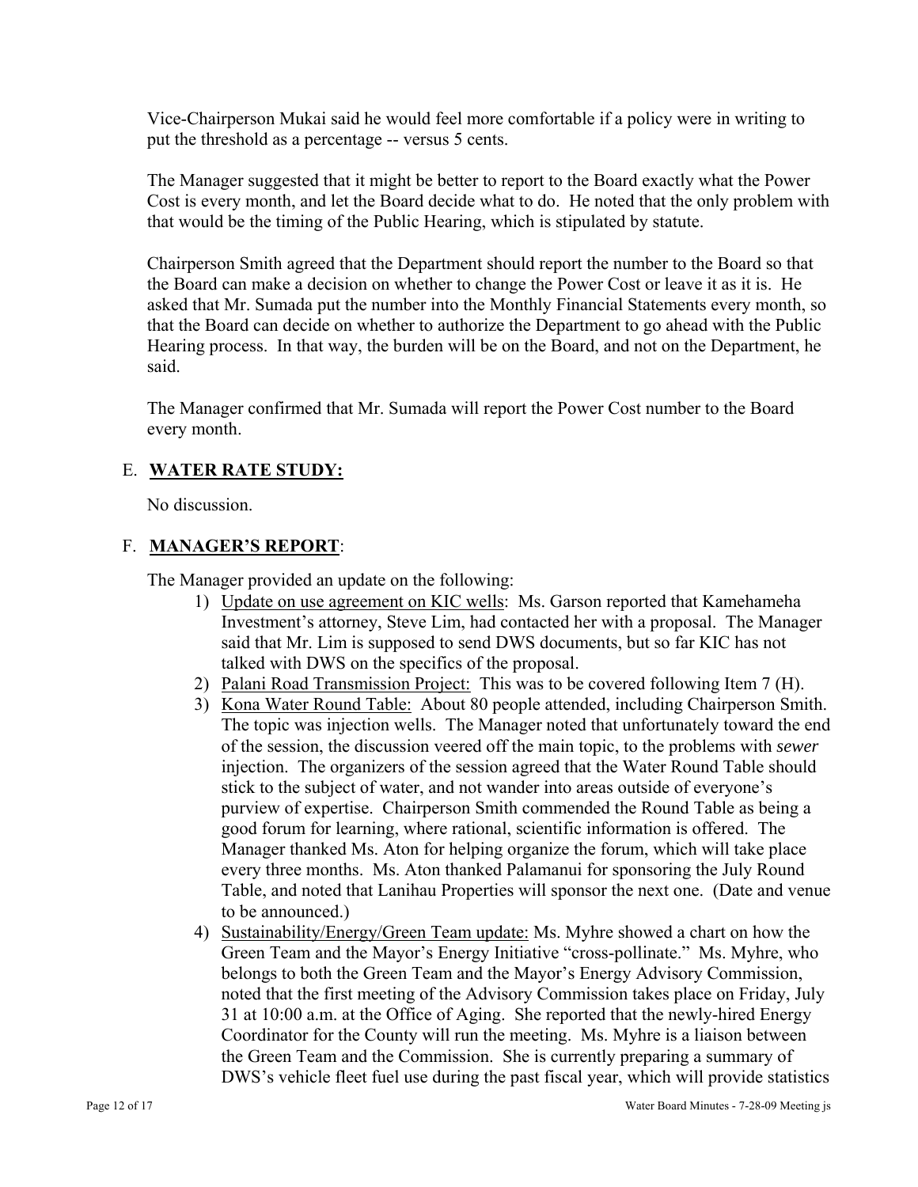Vice-Chairperson Mukai said he would feel more comfortable if a policy were in writing to put the threshold as a percentage -- versus 5 cents.

The Manager suggested that it might be better to report to the Board exactly what the Power Cost is every month, and let the Board decide what to do. He noted that the only problem with that would be the timing of the Public Hearing, which is stipulated by statute.

Chairperson Smith agreed that the Department should report the number to the Board so that the Board can make a decision on whether to change the Power Cost or leave it as it is. He asked that Mr. Sumada put the number into the Monthly Financial Statements every month, so that the Board can decide on whether to authorize the Department to go ahead with the Public Hearing process. In that way, the burden will be on the Board, and not on the Department, he said.

The Manager confirmed that Mr. Sumada will report the Power Cost number to the Board every month.

## E. **WATER RATE STUDY:**

No discussion.

## F. **MANAGER'S REPORT**:

The Manager provided an update on the following:

1) Update on use agreement on KIC wells: Ms. Garson reported that Kamehameha Investment's attorney, Steve Lim, had contacted her with a proposal. The Manager said that Mr. Lim is supposed to send DWS documents, but so far KIC has not talked with DWS on the specifics of the proposal.
2) Palani Road Transmission Project: This was to be covered following Item 7 (H).
3) Kona Water Round Table: About 80 people attended, including Chairperson Smith. The topic was injection wells. The Manager noted that unfortunately toward the end of the session, the discussion veered off the main topic, to the problems with *sewer* injection. The organizers of the session agreed that the Water Round Table should stick to the subject of water, and not wander into areas outside of everyone's purview of expertise. Chairperson Smith commended the Round Table as being a good forum for learning, where rational, scientific information is offered. The Manager thanked Ms. Aton for helping organize the forum, which will take place every three months. Ms. Aton thanked Palamanui for sponsoring the July Round Table, and noted that Lanihau Properties will sponsor the next one. (Date and venue to be announced.)
4) Sustainability/Energy/Green Team update: Ms. Myhre showed a chart on how the Green Team and the Mayor's Energy Initiative "cross-pollinate." Ms. Myhre, who belongs to both the Green Team and the Mayor's Energy Advisory Commission, noted that the first meeting of the Advisory Commission takes place on Friday, July 31 at 10:00 a.m. at the Office of Aging. She reported that the newly-hired Energy Coordinator for the County will run the meeting. Ms. Myhre is a liaison between the Green Team and the Commission. She is currently preparing a summary of DWS's vehicle fleet fuel use during the past fiscal year, which will provide statistics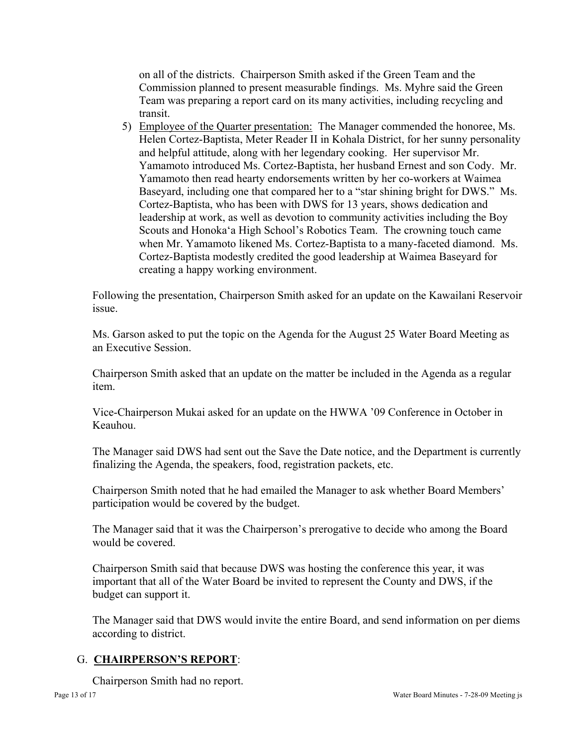on all of the districts. Chairperson Smith asked if the Green Team and the Commission planned to present measurable findings. Ms. Myhre said the Green Team was preparing a report card on its many activities, including recycling and transit.

5) Employee of the Quarter presentation: The Manager commended the honoree, Ms. Helen Cortez-Baptista, Meter Reader II in Kohala District, for her sunny personality and helpful attitude, along with her legendary cooking. Her supervisor Mr. Yamamoto introduced Ms. Cortez-Baptista, her husband Ernest and son Cody. Mr. Yamamoto then read hearty endorsements written by her co-workers at Waimea Baseyard, including one that compared her to a "star shining bright for DWS." Ms. Cortez-Baptista, who has been with DWS for 13 years, shows dedication and leadership at work, as well as devotion to community activities including the Boy Scouts and Honoka'a High School's Robotics Team. The crowning touch came when Mr. Yamamoto likened Ms. Cortez-Baptista to a many-faceted diamond. Ms. Cortez-Baptista modestly credited the good leadership at Waimea Baseyard for creating a happy working environment.

Following the presentation, Chairperson Smith asked for an update on the Kawailani Reservoir issue.

Ms. Garson asked to put the topic on the Agenda for the August 25 Water Board Meeting as an Executive Session.

Chairperson Smith asked that an update on the matter be included in the Agenda as a regular item.

Vice-Chairperson Mukai asked for an update on the HWWA '09 Conference in October in Keauhou.

The Manager said DWS had sent out the Save the Date notice, and the Department is currently finalizing the Agenda, the speakers, food, registration packets, etc.

Chairperson Smith noted that he had emailed the Manager to ask whether Board Members' participation would be covered by the budget.

The Manager said that it was the Chairperson's prerogative to decide who among the Board would be covered.

Chairperson Smith said that because DWS was hosting the conference this year, it was important that all of the Water Board be invited to represent the County and DWS, if the budget can support it.

The Manager said that DWS would invite the entire Board, and send information on per diems according to district.

## G. **CHAIRPERSON'S REPORT**:

Chairperson Smith had no report.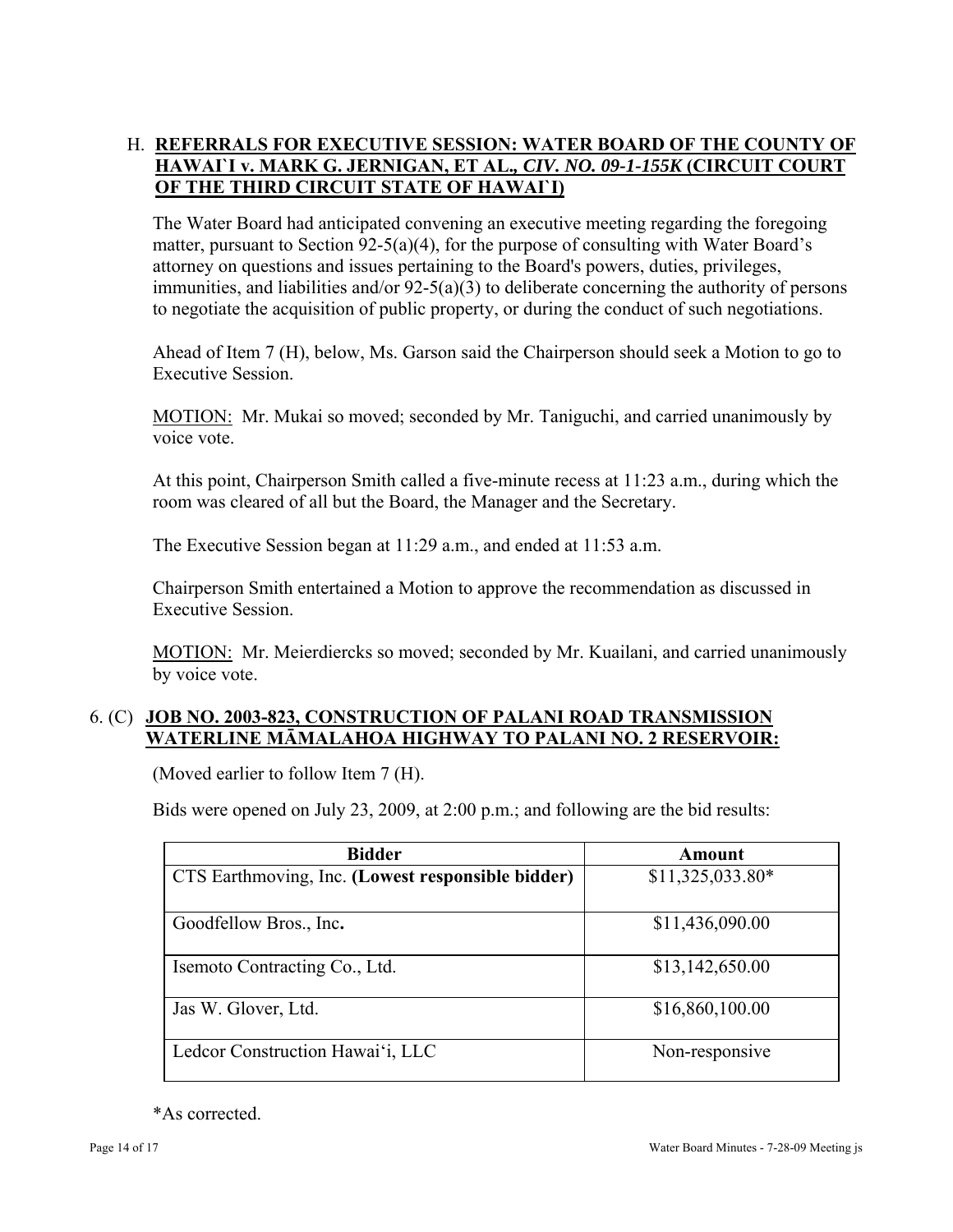H. **REFERRALS FOR EXECUTIVE SESSION: WATER BOARD OF THE COUNTY OF HAWAI`I v. MARK G. JERNIGAN, ET AL.,** ***CIV. NO. 09-1-155K*** **(CIRCUIT COURT OF THE THIRD CIRCUIT STATE OF HAWAI`I)**

The Water Board had anticipated convening an executive meeting regarding the foregoing matter, pursuant to Section 92-5(a)(4), for the purpose of consulting with Water Board's attorney on questions and issues pertaining to the Board's powers, duties, privileges, immunities, and liabilities and/or 92-5(a)(3) to deliberate concerning the authority of persons to negotiate the acquisition of public property, or during the conduct of such negotiations.

Ahead of Item 7 (H), below, Ms. Garson said the Chairperson should seek a Motion to go to Executive Session.

MOTION: Mr. Mukai so moved; seconded by Mr. Taniguchi, and carried unanimously by voice vote.

At this point, Chairperson Smith called a five-minute recess at 11:23 a.m., during which the room was cleared of all but the Board, the Manager and the Secretary.

The Executive Session began at 11:29 a.m., and ended at 11:53 a.m.

Chairperson Smith entertained a Motion to approve the recommendation as discussed in Executive Session.

MOTION: Mr. Meierdiercks so moved; seconded by Mr. Kuailani, and carried unanimously by voice vote.

6. (C) **JOB NO. 2003-823, CONSTRUCTION OF PALANI ROAD TRANSMISSION WATERLINE MĀMALAHOA HIGHWAY TO PALANI NO. 2 RESERVOIR:**

(Moved earlier to follow Item 7 (H).

Bids were opened on July 23, 2009, at 2:00 p.m.; and following are the bid results:

| Bidder | Amount |
|---|---|
| CTS Earthmoving, Inc. **(Lowest responsible bidder)** | $11,325,033.80* |
| Goodfellow Bros., Inc. | $11,436,090.00 |
| Isemoto Contracting Co., Ltd. | $13,142,650.00 |
| Jas W. Glover, Ltd. | $16,860,100.00 |
| Ledcor Construction Hawai'i, LLC | Non-responsive |

*As corrected.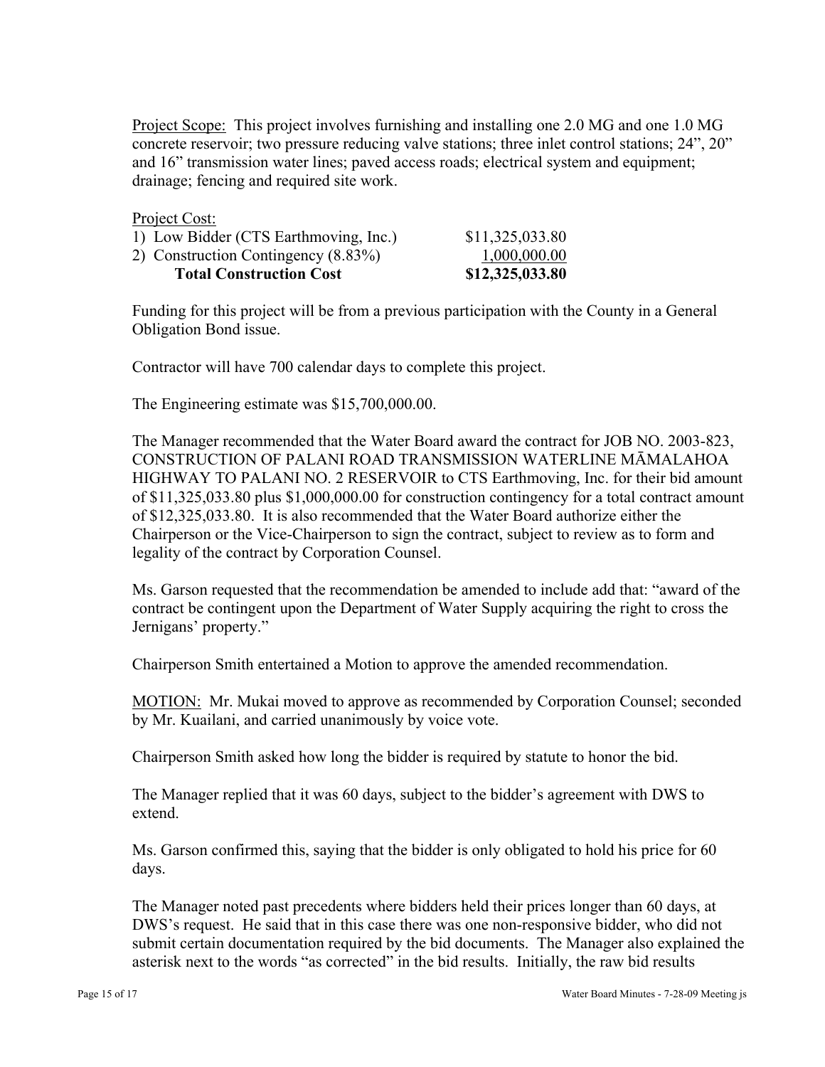Project Scope: This project involves furnishing and installing one 2.0 MG and one 1.0 MG concrete reservoir; two pressure reducing valve stations; three inlet control stations; 24", 20" and 16" transmission water lines; paved access roads; electrical system and equipment; drainage; fencing and required site work.

Project Cost:

| | |
|---|---|
| 1) Low Bidder (CTS Earthmoving, Inc.) | $11,325,033.80 |
| 2) Construction Contingency (8.83%) | 1,000,000.00 |
| **Total Construction Cost** | **$12,325,033.80** |

Funding for this project will be from a previous participation with the County in a General Obligation Bond issue.

Contractor will have 700 calendar days to complete this project.

The Engineering estimate was $15,700,000.00.

The Manager recommended that the Water Board award the contract for JOB NO. 2003-823, CONSTRUCTION OF PALANI ROAD TRANSMISSION WATERLINE MĀMALAHOA HIGHWAY TO PALANI NO. 2 RESERVOIR to CTS Earthmoving, Inc. for their bid amount of $11,325,033.80 plus $1,000,000.00 for construction contingency for a total contract amount of $12,325,033.80. It is also recommended that the Water Board authorize either the Chairperson or the Vice-Chairperson to sign the contract, subject to review as to form and legality of the contract by Corporation Counsel.

Ms. Garson requested that the recommendation be amended to include add that: "award of the contract be contingent upon the Department of Water Supply acquiring the right to cross the Jernigans' property."

Chairperson Smith entertained a Motion to approve the amended recommendation.

MOTION: Mr. Mukai moved to approve as recommended by Corporation Counsel; seconded by Mr. Kuailani, and carried unanimously by voice vote.

Chairperson Smith asked how long the bidder is required by statute to honor the bid.

The Manager replied that it was 60 days, subject to the bidder's agreement with DWS to extend.

Ms. Garson confirmed this, saying that the bidder is only obligated to hold his price for 60 days.

The Manager noted past precedents where bidders held their prices longer than 60 days, at DWS's request. He said that in this case there was one non-responsive bidder, who did not submit certain documentation required by the bid documents. The Manager also explained the asterisk next to the words "as corrected" in the bid results. Initially, the raw bid results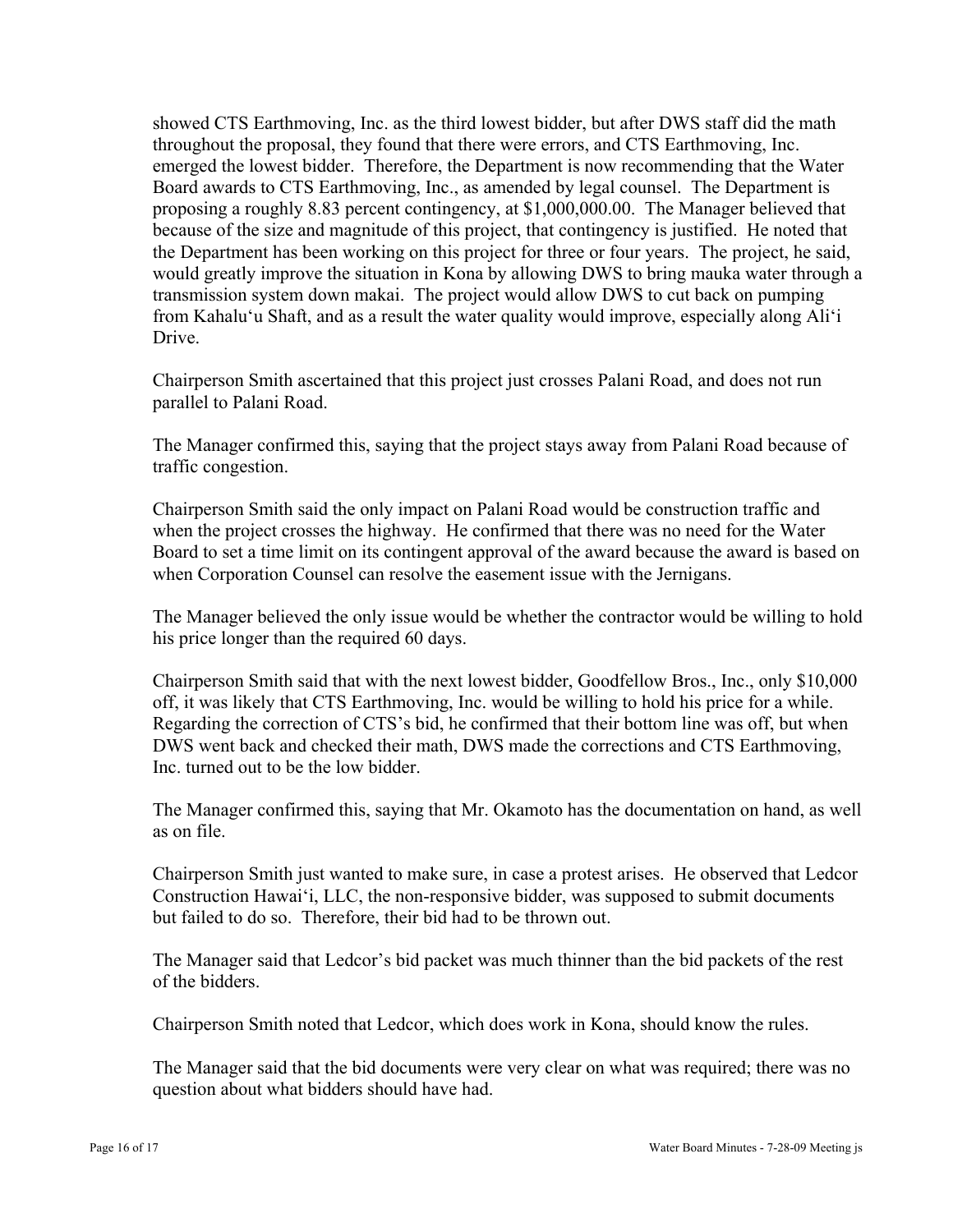showed CTS Earthmoving, Inc. as the third lowest bidder, but after DWS staff did the math throughout the proposal, they found that there were errors, and CTS Earthmoving, Inc. emerged the lowest bidder. Therefore, the Department is now recommending that the Water Board awards to CTS Earthmoving, Inc., as amended by legal counsel. The Department is proposing a roughly 8.83 percent contingency, at $1,000,000.00. The Manager believed that because of the size and magnitude of this project, that contingency is justified. He noted that the Department has been working on this project for three or four years. The project, he said, would greatly improve the situation in Kona by allowing DWS to bring mauka water through a transmission system down makai. The project would allow DWS to cut back on pumping from Kahalu‘u Shaft, and as a result the water quality would improve, especially along Ali‘i Drive.

Chairperson Smith ascertained that this project just crosses Palani Road, and does not run parallel to Palani Road.

The Manager confirmed this, saying that the project stays away from Palani Road because of traffic congestion.

Chairperson Smith said the only impact on Palani Road would be construction traffic and when the project crosses the highway. He confirmed that there was no need for the Water Board to set a time limit on its contingent approval of the award because the award is based on when Corporation Counsel can resolve the easement issue with the Jernigans.

The Manager believed the only issue would be whether the contractor would be willing to hold his price longer than the required 60 days.

Chairperson Smith said that with the next lowest bidder, Goodfellow Bros., Inc., only $10,000 off, it was likely that CTS Earthmoving, Inc. would be willing to hold his price for a while. Regarding the correction of CTS's bid, he confirmed that their bottom line was off, but when DWS went back and checked their math, DWS made the corrections and CTS Earthmoving, Inc. turned out to be the low bidder.

The Manager confirmed this, saying that Mr. Okamoto has the documentation on hand, as well as on file.

Chairperson Smith just wanted to make sure, in case a protest arises. He observed that Ledcor Construction Hawai‘i, LLC, the non-responsive bidder, was supposed to submit documents but failed to do so. Therefore, their bid had to be thrown out.

The Manager said that Ledcor's bid packet was much thinner than the bid packets of the rest of the bidders.

Chairperson Smith noted that Ledcor, which does work in Kona, should know the rules.

The Manager said that the bid documents were very clear on what was required; there was no question about what bidders should have had.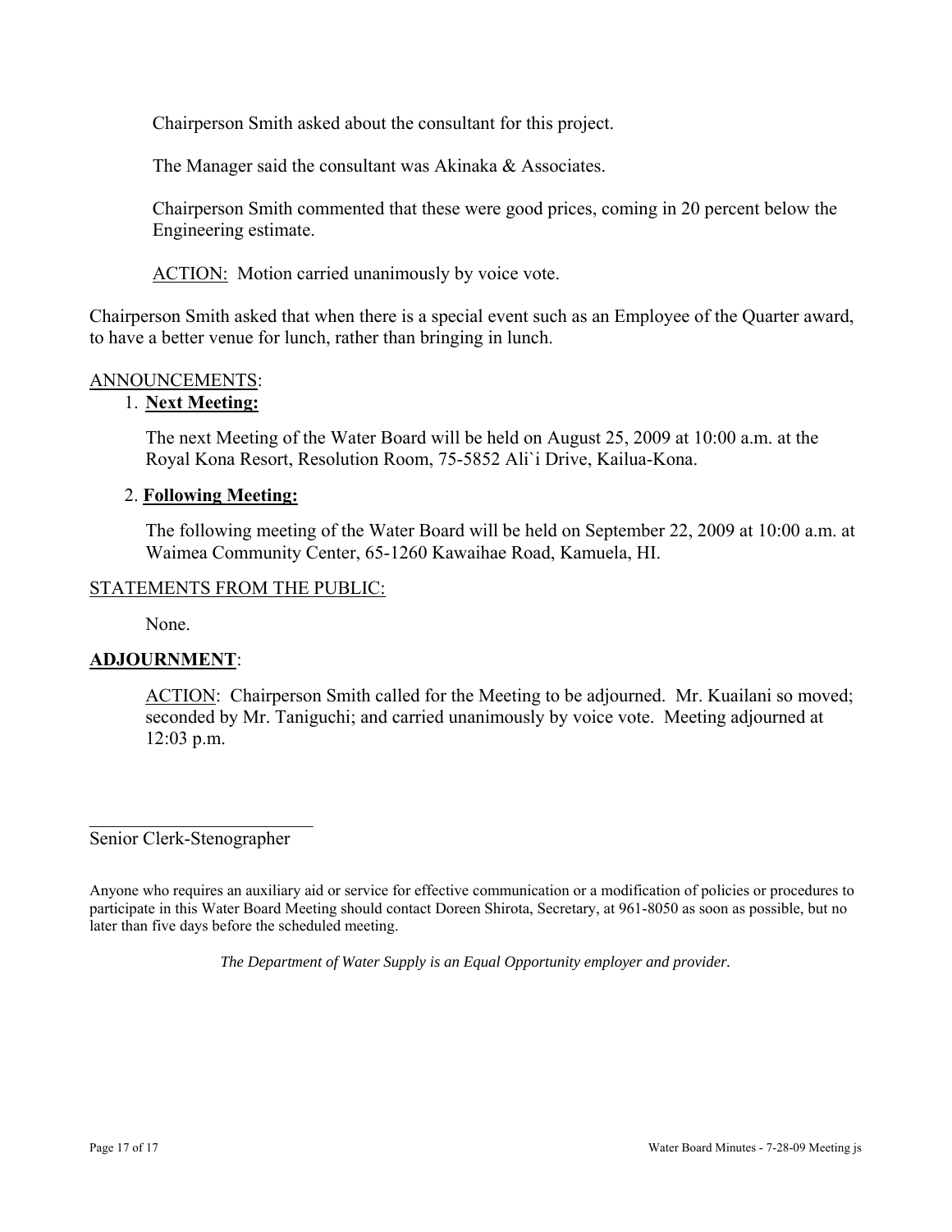Chairperson Smith asked about the consultant for this project.

The Manager said the consultant was Akinaka & Associates.

Chairperson Smith commented that these were good prices, coming in 20 percent below the Engineering estimate.

ACTION: Motion carried unanimously by voice vote.

Chairperson Smith asked that when there is a special event such as an Employee of the Quarter award, to have a better venue for lunch, rather than bringing in lunch.

ANNOUNCEMENTS:

1. **Next Meeting:**

   The next Meeting of the Water Board will be held on August 25, 2009 at 10:00 a.m. at the Royal Kona Resort, Resolution Room, 75-5852 Ali`i Drive, Kailua-Kona.

2. **Following Meeting:**

   The following meeting of the Water Board will be held on September 22, 2009 at 10:00 a.m. at Waimea Community Center, 65-1260 Kawaihae Road, Kamuela, HI.

STATEMENTS FROM THE PUBLIC:

None.

**ADJOURNMENT**:

ACTION: Chairperson Smith called for the Meeting to be adjourned. Mr. Kuailani so moved; seconded by Mr. Taniguchi; and carried unanimously by voice vote. Meeting adjourned at 12:03 p.m.

\_\_\_\_\_\_\_\_\_\_\_\_\_\_\_\_\_\_\_\_\_\_\_\_\_

Senior Clerk-Stenographer

Anyone who requires an auxiliary aid or service for effective communication or a modification of policies or procedures to participate in this Water Board Meeting should contact Doreen Shirota, Secretary, at 961-8050 as soon as possible, but no later than five days before the scheduled meeting.

*The Department of Water Supply is an Equal Opportunity employer and provider.*